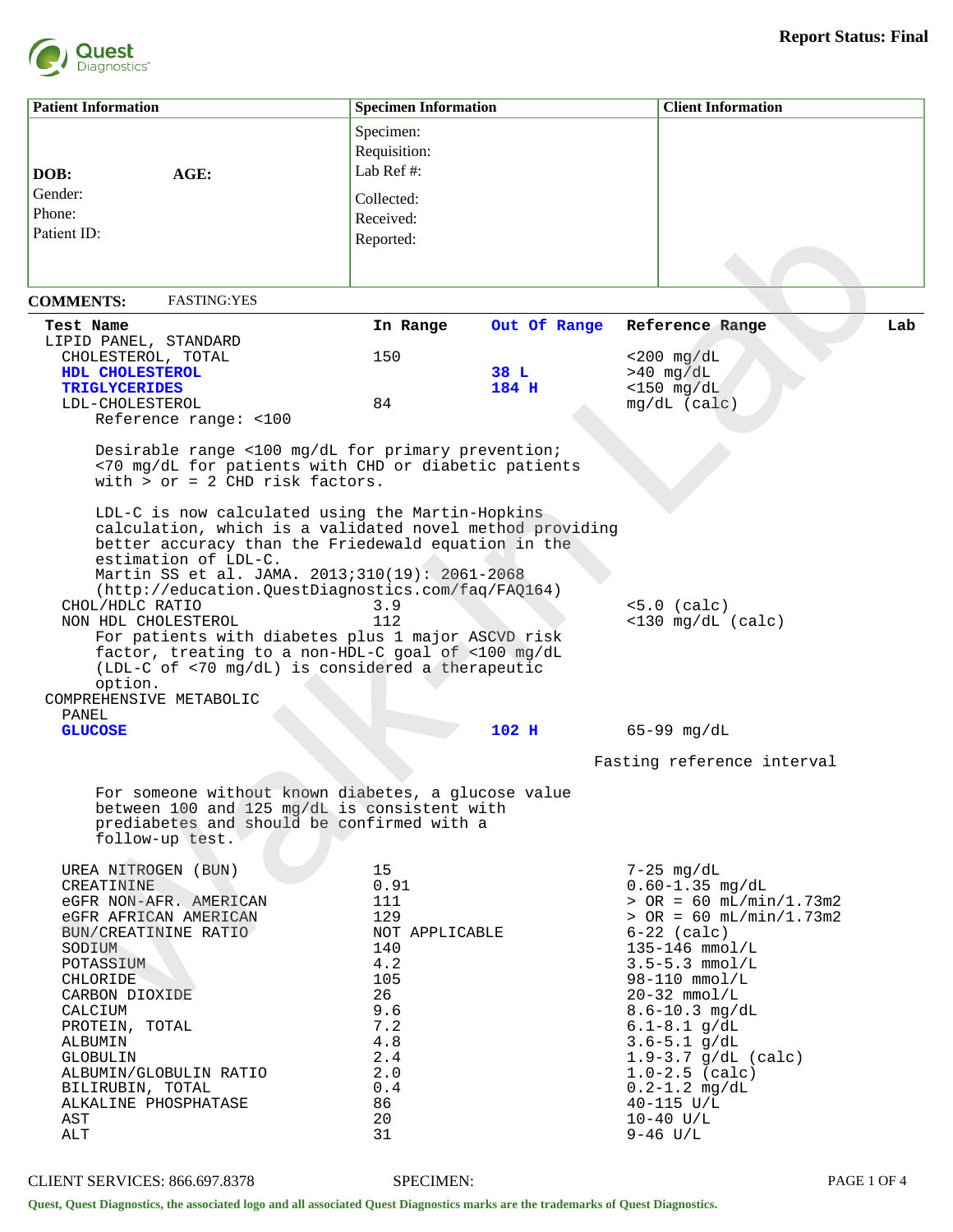**Report Status: Final**

| Patient Information | Specimen Information | Client Information |
|---|---|---|
| **DOB:** **AGE:**<br>Gender:<br>Phone:<br>Patient ID: | Specimen:<br>Requisition:<br>Lab Ref #:<br>Collected:<br>Received:<br>Reported: | |

**COMMENTS:** FASTING:YES

| Test Name | In Range | Out Of Range | Reference Range | Lab |
|---|---|---|---|---|
| LIPID PANEL, STANDARD | | | | |
| CHOLESTEROL, TOTAL | 150 | | <200 mg/dL | |
| **HDL CHOLESTEROL** | | **38 L** | >40 mg/dL | |
| **TRIGLYCERIDES** | | **184 H** | <150 mg/dL | |
| LDL-CHOLESTEROL | 84 | | mg/dL (calc) | |

Reference range: <100

Desirable range <100 mg/dL for primary prevention;
<70 mg/dL for patients with CHD or diabetic patients
with > or = 2 CHD risk factors.

LDL-C is now calculated using the Martin-Hopkins
calculation, which is a validated novel method providing
better accuracy than the Friedewald equation in the
estimation of LDL-C.
Martin SS et al. JAMA. 2013;310(19): 2061-2068
(http://education.QuestDiagnostics.com/faq/FAQ164)

| Test Name | In Range | Out Of Range | Reference Range | Lab |
|---|---|---|---|---|
| CHOL/HDLC RATIO | 3.9 | | <5.0 (calc) | |
| NON HDL CHOLESTEROL | 112 | | <130 mg/dL (calc) | |

For patients with diabetes plus 1 major ASCVD risk
factor, treating to a non-HDL-C goal of <100 mg/dL
(LDL-C of <70 mg/dL) is considered a therapeutic
option.

| Test Name | In Range | Out Of Range | Reference Range | Lab |
|---|---|---|---|---|
| COMPREHENSIVE METABOLIC PANEL | | | | |
| **GLUCOSE** | | **102 H** | 65-99 mg/dL | |

Fasting reference interval

For someone without known diabetes, a glucose value
between 100 and 125 mg/dL is consistent with
prediabetes and should be confirmed with a
follow-up test.

| Test Name | In Range | Out Of Range | Reference Range | Lab |
|---|---|---|---|---|
| UREA NITROGEN (BUN) | 15 | | 7-25 mg/dL | |
| CREATININE | 0.91 | | 0.60-1.35 mg/dL | |
| eGFR NON-AFR. AMERICAN | 111 | | > OR = 60 mL/min/1.73m2 | |
| eGFR AFRICAN AMERICAN | 129 | | > OR = 60 mL/min/1.73m2 | |
| BUN/CREATININE RATIO | NOT APPLICABLE | | 6-22 (calc) | |
| SODIUM | 140 | | 135-146 mmol/L | |
| POTASSIUM | 4.2 | | 3.5-5.3 mmol/L | |
| CHLORIDE | 105 | | 98-110 mmol/L | |
| CARBON DIOXIDE | 26 | | 20-32 mmol/L | |
| CALCIUM | 9.6 | | 8.6-10.3 mg/dL | |
| PROTEIN, TOTAL | 7.2 | | 6.1-8.1 g/dL | |
| ALBUMIN | 4.8 | | 3.6-5.1 g/dL | |
| GLOBULIN | 2.4 | | 1.9-3.7 g/dL (calc) | |
| ALBUMIN/GLOBULIN RATIO | 2.0 | | 1.0-2.5 (calc) | |
| BILIRUBIN, TOTAL | 0.4 | | 0.2-1.2 mg/dL | |
| ALKALINE PHOSPHATASE | 86 | | 40-115 U/L | |
| AST | 20 | | 10-40 U/L | |
| ALT | 31 | | 9-46 U/L | |

CLIENT SERVICES: 866.697.8378 SPECIMEN:

Quest, Quest Diagnostics, the associated logo and all associated Quest Diagnostics marks are the trademarks of Quest Diagnostics.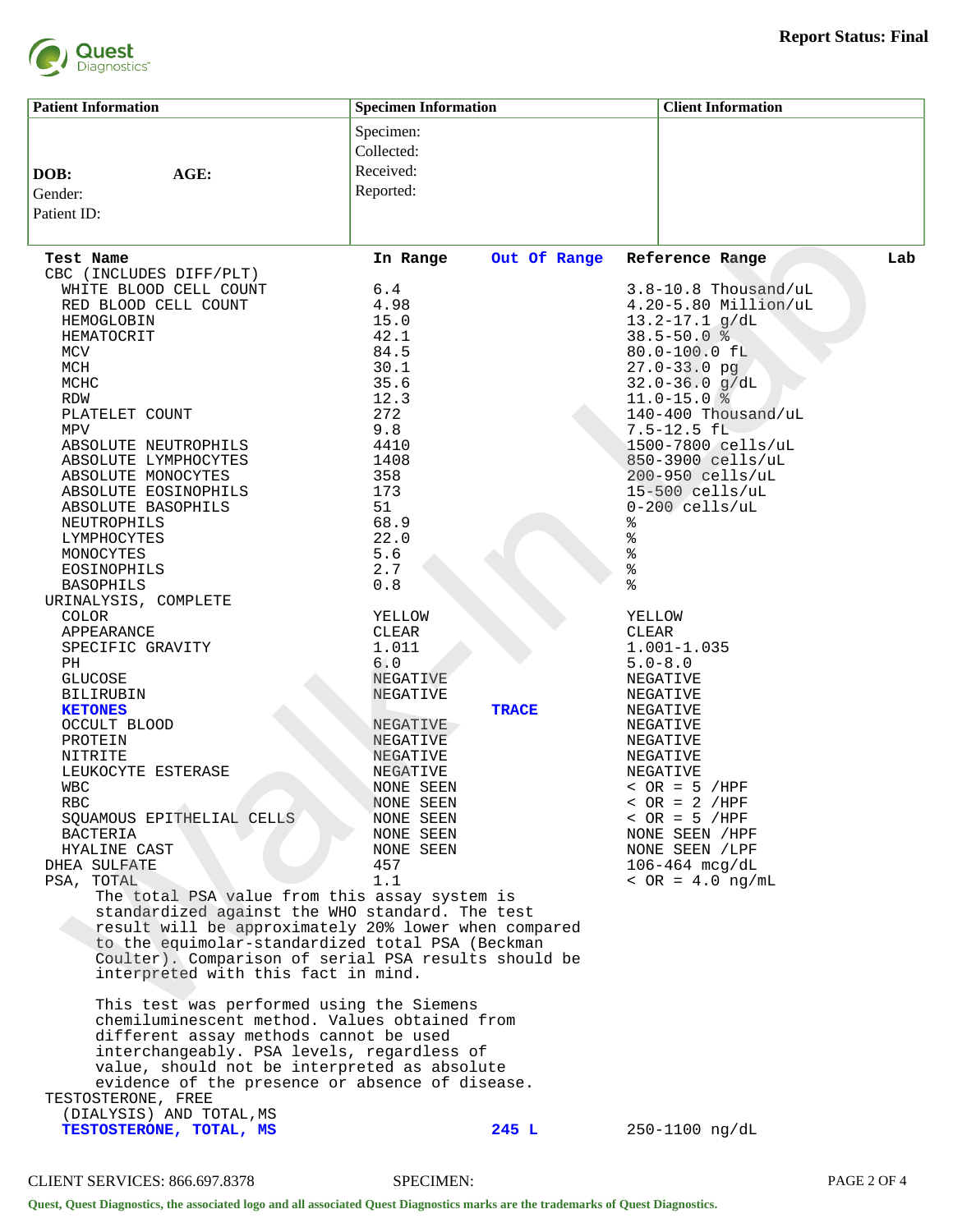**Report Status: Final**

| Patient Information | Specimen Information | Client Information |
|---|---|---|
| DOB: AGE: <br> Gender: <br> Patient ID: | Specimen: <br> Collected: <br> Received: <br> Reported: | |

| Test Name | In Range | Out Of Range | Reference Range | Lab |
|---|---|---|---|---|
| CBC (INCLUDES DIFF/PLT) | | | | |
| WHITE BLOOD CELL COUNT | 6.4 | | 3.8-10.8 Thousand/uL | |
| RED BLOOD CELL COUNT | 4.98 | | 4.20-5.80 Million/uL | |
| HEMOGLOBIN | 15.0 | | 13.2-17.1 g/dL | |
| HEMATOCRIT | 42.1 | | 38.5-50.0 % | |
| MCV | 84.5 | | 80.0-100.0 fL | |
| MCH | 30.1 | | 27.0-33.0 pg | |
| MCHC | 35.6 | | 32.0-36.0 g/dL | |
| RDW | 12.3 | | 11.0-15.0 % | |
| PLATELET COUNT | 272 | | 140-400 Thousand/uL | |
| MPV | 9.8 | | 7.5-12.5 fL | |
| ABSOLUTE NEUTROPHILS | 4410 | | 1500-7800 cells/uL | |
| ABSOLUTE LYMPHOCYTES | 1408 | | 850-3900 cells/uL | |
| ABSOLUTE MONOCYTES | 358 | | 200-950 cells/uL | |
| ABSOLUTE EOSINOPHILS | 173 | | 15-500 cells/uL | |
| ABSOLUTE BASOPHILS | 51 | | 0-200 cells/uL | |
| NEUTROPHILS | 68.9 | | % | |
| LYMPHOCYTES | 22.0 | | % | |
| MONOCYTES | 5.6 | | % | |
| EOSINOPHILS | 2.7 | | % | |
| BASOPHILS | 0.8 | | % | |
| URINALYSIS, COMPLETE | | | | |
| COLOR | YELLOW | | YELLOW | |
| APPEARANCE | CLEAR | | CLEAR | |
| SPECIFIC GRAVITY | 1.011 | | 1.001-1.035 | |
| PH | 6.0 | | 5.0-8.0 | |
| GLUCOSE | NEGATIVE | | NEGATIVE | |
| BILIRUBIN | NEGATIVE | | NEGATIVE | |
| **KETONES** | | **TRACE** | NEGATIVE | |
| OCCULT BLOOD | NEGATIVE | | NEGATIVE | |
| PROTEIN | NEGATIVE | | NEGATIVE | |
| NITRITE | NEGATIVE | | NEGATIVE | |
| LEUKOCYTE ESTERASE | NEGATIVE | | NEGATIVE | |
| WBC | NONE SEEN | | < OR = 5 /HPF | |
| RBC | NONE SEEN | | < OR = 2 /HPF | |
| SQUAMOUS EPITHELIAL CELLS | NONE SEEN | | < OR = 5 /HPF | |
| BACTERIA | NONE SEEN | | NONE SEEN /HPF | |
| HYALINE CAST | NONE SEEN | | NONE SEEN /LPF | |
| DHEA SULFATE | 457 | | 106-464 mcg/dL | |
| PSA, TOTAL | 1.1 | | < OR = 4.0 ng/mL | |

The total PSA value from this assay system is standardized against the WHO standard. The test result will be approximately 20% lower when compared to the equimolar-standardized total PSA (Beckman Coulter). Comparison of serial PSA results should be interpreted with this fact in mind.

This test was performed using the Siemens chemiluminescent method. Values obtained from different assay methods cannot be used interchangeably. PSA levels, regardless of value, should not be interpreted as absolute evidence of the presence or absence of disease.

| Test Name | In Range | Out Of Range | Reference Range | Lab |
|---|---|---|---|---|
| TESTOSTERONE, FREE (DIALYSIS) AND TOTAL,MS | | | | |
| **TESTOSTERONE, TOTAL, MS** | | **245 L** | 250-1100 ng/dL | |

CLIENT SERVICES: 866.697.8378    SPECIMEN:

Quest, Quest Diagnostics, the associated logo and all associated Quest Diagnostics marks are the trademarks of Quest Diagnostics.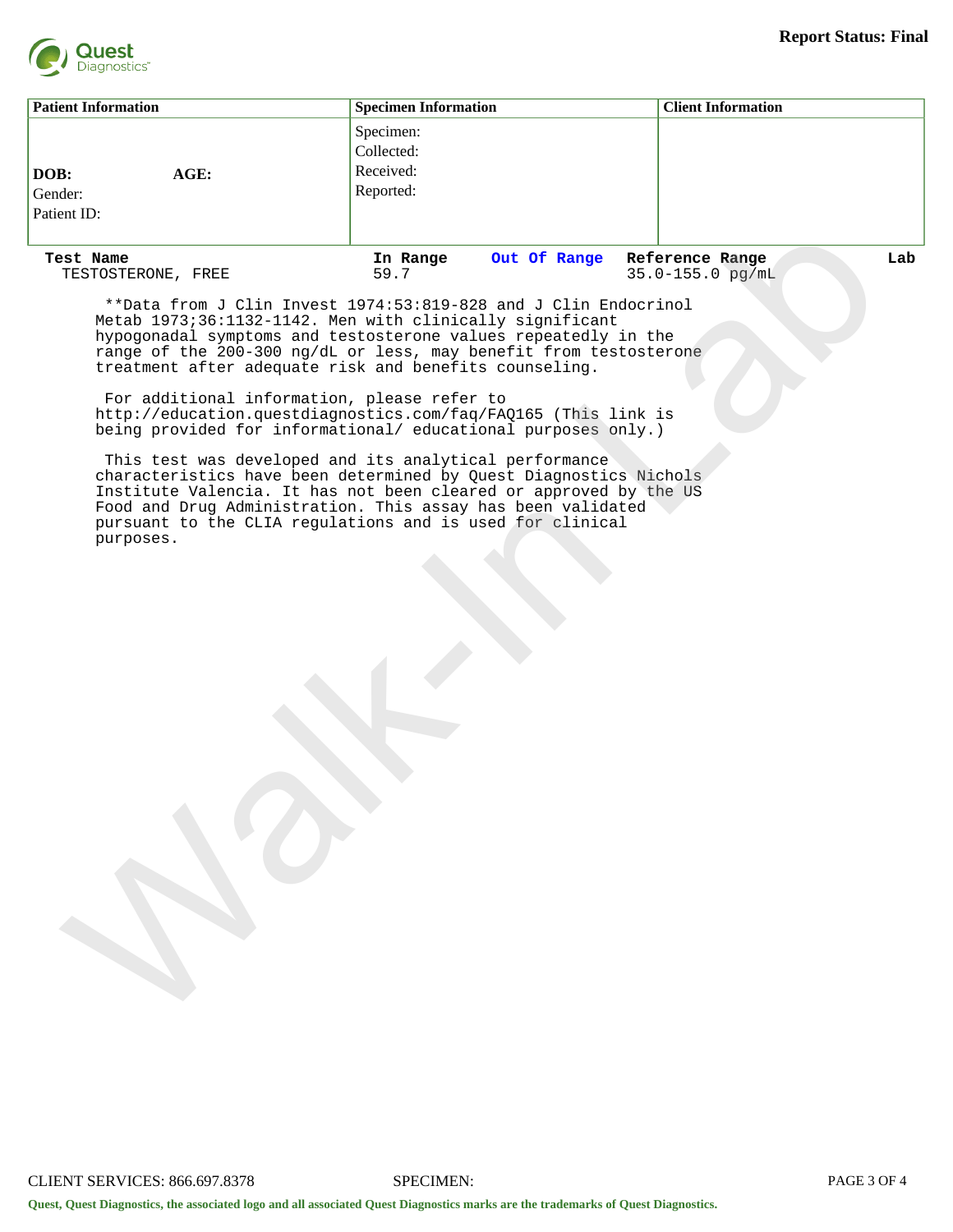**Report Status: Final**

| Patient Information | Specimen Information | Client Information |
|---|---|---|
| **DOB:** **AGE:**<br>Gender:<br>Patient ID: | Specimen:<br>Collected:<br>Received:<br>Reported: | |

| Test Name | In Range | Out Of Range | Reference Range | Lab |
|---|---|---|---|---|
| TESTOSTERONE, FREE | 59.7 | | 35.0-155.0 pg/mL | |

**Data from J Clin Invest 1974:53:819-828 and J Clin Endocrinol Metab 1973;36:1132-1142. Men with clinically significant hypogonadal symptoms and testosterone values repeatedly in the range of the 200-300 ng/dL or less, may benefit from testosterone treatment after adequate risk and benefits counseling.

For additional information, please refer to http://education.questdiagnostics.com/faq/FAQ165 (This link is being provided for informational/ educational purposes only.)

This test was developed and its analytical performance characteristics have been determined by Quest Diagnostics Nichols Institute Valencia. It has not been cleared or approved by the US Food and Drug Administration. This assay has been validated pursuant to the CLIA regulations and is used for clinical purposes.

CLIENT SERVICES: 866.697.8378 SPECIMEN:

**Quest, Quest Diagnostics, the associated logo and all associated Quest Diagnostics marks are the trademarks of Quest Diagnostics.**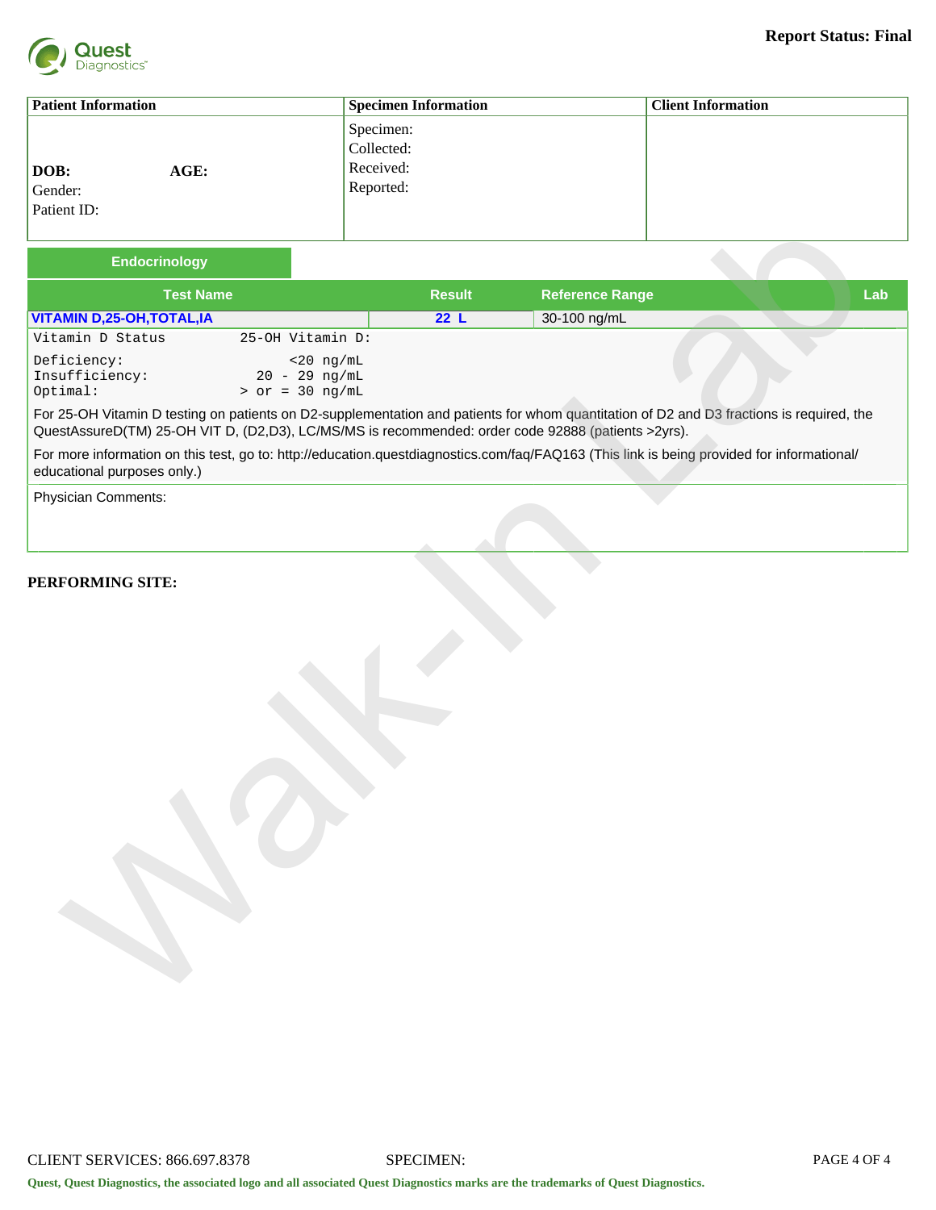Quest Diagnostics

**Report Status: Final**

| Patient Information | Specimen Information | Client Information |
|---|---|---|
| **DOB:** **AGE:**<br>Gender:<br>Patient ID: | Specimen:<br>Collected:<br>Received:<br>Reported: | |

## Endocrinology

| Test Name | Result | Reference Range | Lab |
|---|---|---|---|
| VITAMIN D,25-OH,TOTAL,IA | 22 L | 30-100 ng/mL | |

```
Vitamin D Status         25-OH Vitamin D:

Deficiency:                     <20 ng/mL
Insufficiency:              20 - 29 ng/mL
Optimal:                  > or = 30 ng/mL
```

For 25-OH Vitamin D testing on patients on D2-supplementation and patients for whom quantitation of D2 and D3 fractions is required, the QuestAssureD(TM) 25-OH VIT D, (D2,D3), LC/MS/MS is recommended: order code 92888 (patients >2yrs).

For more information on this test, go to: http://education.questdiagnostics.com/faq/FAQ163 (This link is being provided for informational/ educational purposes only.)

Physician Comments:

**PERFORMING SITE:**

CLIENT SERVICES: 866.697.8378 SPECIMEN:

Quest, Quest Diagnostics, the associated logo and all associated Quest Diagnostics marks are the trademarks of Quest Diagnostics.